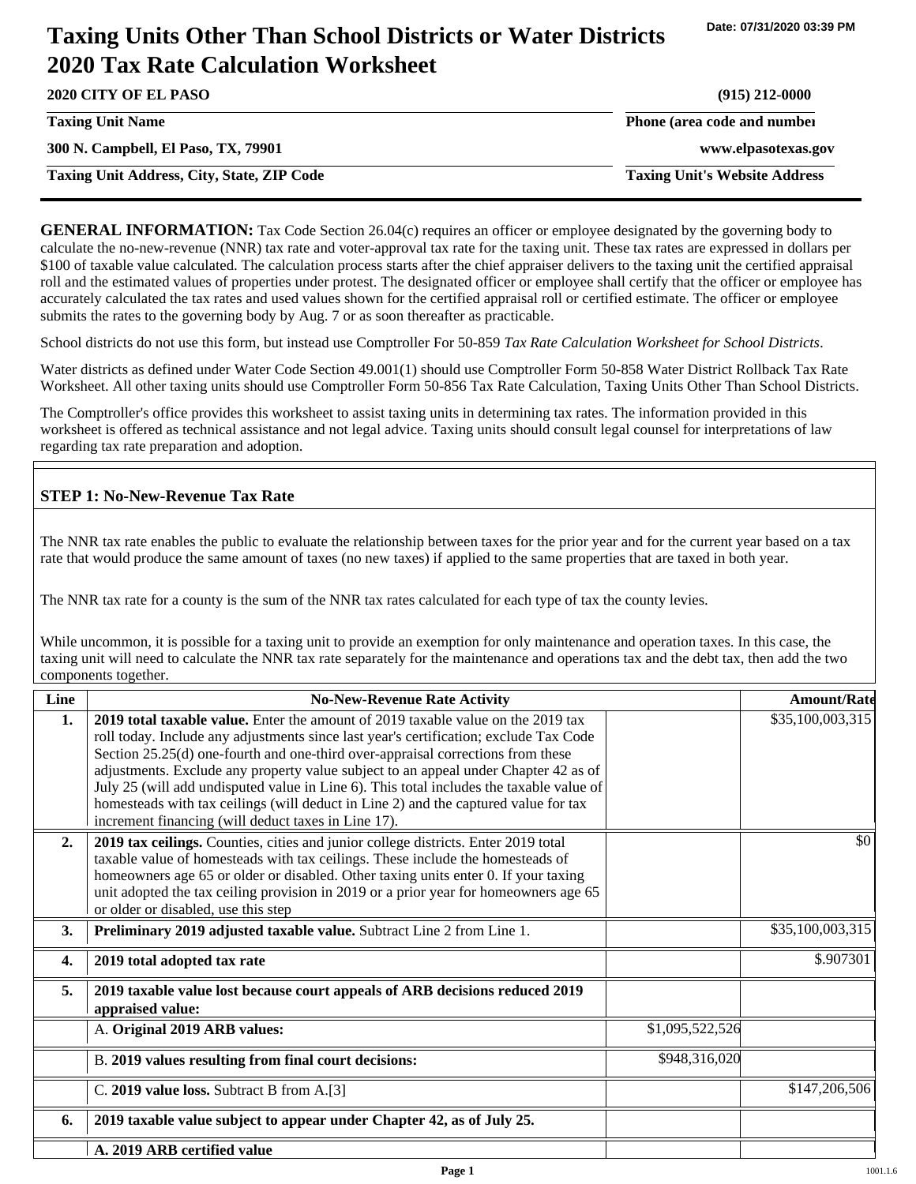Date: 07/31/2020 03:39 PM

# Taxing Units Other Than School Districts or Water Districts 2020 Tax Rate Calculation Worksheet

| | |
|---|---|
| **2020 CITY OF EL PASO** | **(915) 212-0000** |
| **Taxing Unit Name** | **Phone (area code and number)** |
| **300 N. Campbell, El Paso, TX, 79901** | **www.elpasotexas.gov** |
| **Taxing Unit Address, City, State, ZIP Code** | **Taxing Unit's Website Address** |

**GENERAL INFORMATION:** Tax Code Section 26.04(c) requires an officer or employee designated by the governing body to calculate the no-new-revenue (NNR) tax rate and voter-approval tax rate for the taxing unit. These tax rates are expressed in dollars per $100 of taxable value calculated. The calculation process starts after the chief appraiser delivers to the taxing unit the certified appraisal roll and the estimated values of properties under protest. The designated officer or employee shall certify that the officer or employee has accurately calculated the tax rates and used values shown for the certified appraisal roll or certified estimate. The officer or employee submits the rates to the governing body by Aug. 7 or as soon thereafter as practicable.

School districts do not use this form, but instead use Comptroller For 50-859 *Tax Rate Calculation Worksheet for School Districts*.

Water districts as defined under Water Code Section 49.001(1) should use Comptroller Form 50-858 Water District Rollback Tax Rate Worksheet. All other taxing units should use Comptroller Form 50-856 Tax Rate Calculation, Taxing Units Other Than School Districts.

The Comptroller's office provides this worksheet to assist taxing units in determining tax rates. The information provided in this worksheet is offered as technical assistance and not legal advice. Taxing units should consult legal counsel for interpretations of law regarding tax rate preparation and adoption.

## STEP 1: No-New-Revenue Tax Rate

The NNR tax rate enables the public to evaluate the relationship between taxes for the prior year and for the current year based on a tax rate that would produce the same amount of taxes (no new taxes) if applied to the same properties that are taxed in both year.

The NNR tax rate for a county is the sum of the NNR tax rates calculated for each type of tax the county levies.

While uncommon, it is possible for a taxing unit to provide an exemption for only maintenance and operation taxes. In this case, the taxing unit will need to calculate the NNR tax rate separately for the maintenance and operations tax and the debt tax, then add the two components together.

| Line | No-New-Revenue Rate Activity | | Amount/Rate |
|---|---|---|---|
| **1.** | **2019 total taxable value.** Enter the amount of 2019 taxable value on the 2019 tax roll today. Include any adjustments since last year's certification; exclude Tax Code Section 25.25(d) one-fourth and one-third over-appraisal corrections from these adjustments. Exclude any property value subject to an appeal under Chapter 42 as of July 25 (will add undisputed value in Line 6). This total includes the taxable value of homesteads with tax ceilings (will deduct in Line 2) and the captured value for tax increment financing (will deduct taxes in Line 17). | | $35,100,003,315 |
| **2.** | **2019 tax ceilings.** Counties, cities and junior college districts. Enter 2019 total taxable value of homesteads with tax ceilings. These include the homesteads of homeowners age 65 or older or disabled. Other taxing units enter 0. If your taxing unit adopted the tax ceiling provision in 2019 or a prior year for homeowners age 65 or older or disabled, use this step | | $0 |
| **3.** | **Preliminary 2019 adjusted taxable value.** Subtract Line 2 from Line 1. | | $35,100,003,315 |
| **4.** | **2019 total adopted tax rate** | | $.907301 |
| **5.** | **2019 taxable value lost because court appeals of ARB decisions reduced 2019 appraised value:** | | |
| | A. **Original 2019 ARB values:** | $1,095,522,526 | |
| | B. **2019 values resulting from final court decisions:** | $948,316,020 | |
| | C. **2019 value loss.** Subtract B from A.[3] | | $147,206,506 |
| **6.** | **2019 taxable value subject to appear under Chapter 42, as of July 25.** | | |
| | **A. 2019 ARB certified value** | | |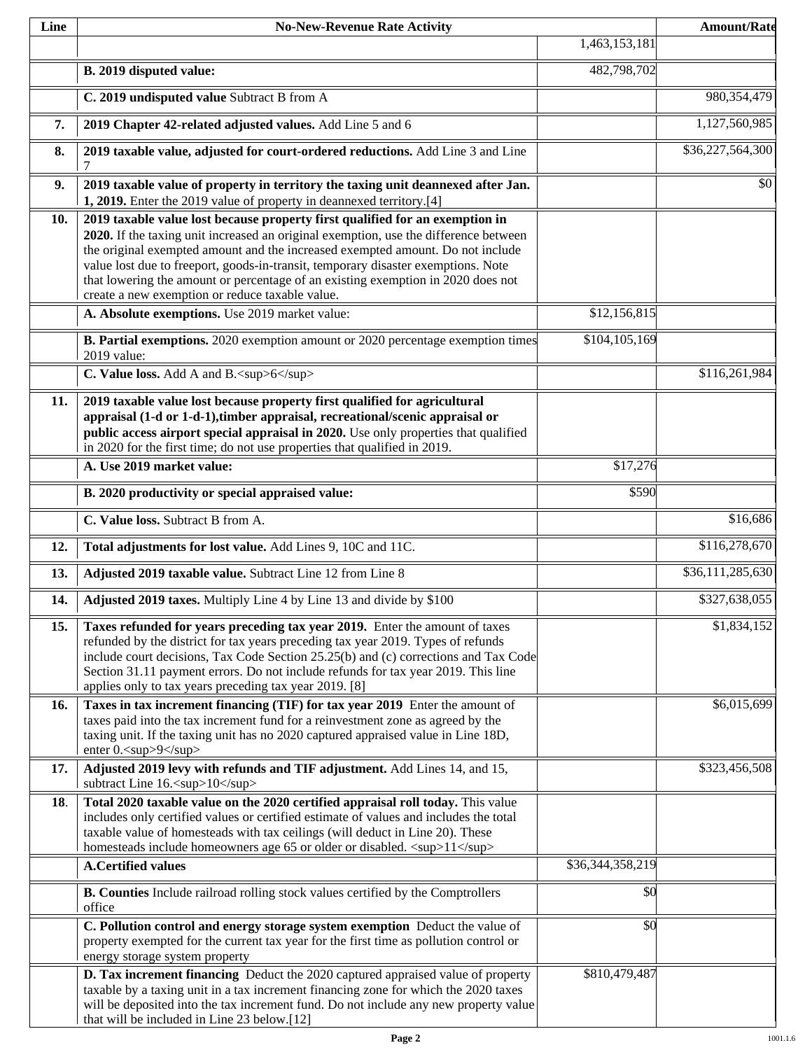| Line | No-New-Revenue Rate Activity | | Amount/Rate |
|---|---|---|---|
| | | 1,463,153,181 | |
| | **B. 2019 disputed value:** | 482,798,702 | |
| | **C. 2019 undisputed value** Subtract B from A | | 980,354,479 |
| **7.** | **2019 Chapter 42-related adjusted values.** Add Line 5 and 6 | | 1,127,560,985 |
| **8.** | **2019 taxable value, adjusted for court-ordered reductions.** Add Line 3 and Line 7 | | $36,227,564,300 |
| **9.** | **2019 taxable value of property in territory the taxing unit deannexed after Jan. 1, 2019.** Enter the 2019 value of property in deannexed territory.[4] | | $0 |
| **10.** | **2019 taxable value lost because property first qualified for an exemption in 2020.** If the taxing unit increased an original exemption, use the difference between the original exempted amount and the increased exempted amount. Do not include value lost due to freeport, goods-in-transit, temporary disaster exemptions. Note that lowering the amount or percentage of an existing exemption in 2020 does not create a new exemption or reduce taxable value. | | |
| | **A. Absolute exemptions.** Use 2019 market value: | $12,156,815 | |
| | **B. Partial exemptions.** 2020 exemption amount or 2020 percentage exemption times 2019 value: | $104,105,169 | |
| | **C. Value loss.** Add A and B.[6] | | $116,261,984 |
| **11.** | **2019 taxable value lost because property first qualified for agricultural appraisal (1-d or 1-d-1),timber appraisal, recreational/scenic appraisal or public access airport special appraisal in 2020.** Use only properties that qualified in 2020 for the first time; do not use properties that qualified in 2019. | | |
| | **A. Use 2019 market value:** | $17,276 | |
| | **B. 2020 productivity or special appraised value:** | $590 | |
| | **C. Value loss.** Subtract B from A. | | $16,686 |
| **12.** | **Total adjustments for lost value.** Add Lines 9, 10C and 11C. | | $116,278,670 |
| **13.** | **Adjusted 2019 taxable value.** Subtract Line 12 from Line 8 | | $36,111,285,630 |
| **14.** | **Adjusted 2019 taxes.** Multiply Line 4 by Line 13 and divide by $100 | | $327,638,055 |
| **15.** | **Taxes refunded for years preceding tax year 2019.** Enter the amount of taxes refunded by the district for tax years preceding tax year 2019. Types of refunds include court decisions, Tax Code Section 25.25(b) and (c) corrections and Tax Code Section 31.11 payment errors. Do not include refunds for tax year 2019. This line applies only to tax years preceding tax year 2019. [8] | | $1,834,152 |
| **16.** | **Taxes in tax increment financing (TIF) for tax year 2019** Enter the amount of taxes paid into the tax increment fund for a reinvestment zone as agreed by the taxing unit. If the taxing unit has no 2020 captured appraised value in Line 18D, enter 0.[9] | | $6,015,699 |
| **17.** | **Adjusted 2019 levy with refunds and TIF adjustment.** Add Lines 14, and 15, subtract Line 16.[10] | | $323,456,508 |
| **18.** | **Total 2020 taxable value on the 2020 certified appraisal roll today.** This value includes only certified values or certified estimate of values and includes the total taxable value of homesteads with tax ceilings (will deduct in Line 20). These homesteads include homeowners age 65 or older or disabled. [11] | | |
| | **A.Certified values** | $36,344,358,219 | |
| | **B. Counties** Include railroad rolling stock values certified by the Comptrollers office | $0 | |
| | **C. Pollution control and energy storage system exemption** Deduct the value of property exempted for the current tax year for the first time as pollution control or energy storage system property | $0 | |
| | **D. Tax increment financing** Deduct the 2020 captured appraised value of property taxable by a taxing unit in a tax increment financing zone for which the 2020 taxes will be deposited into the tax increment fund. Do not include any new property value that will be included in Line 23 below.[12] | $810,479,487 | |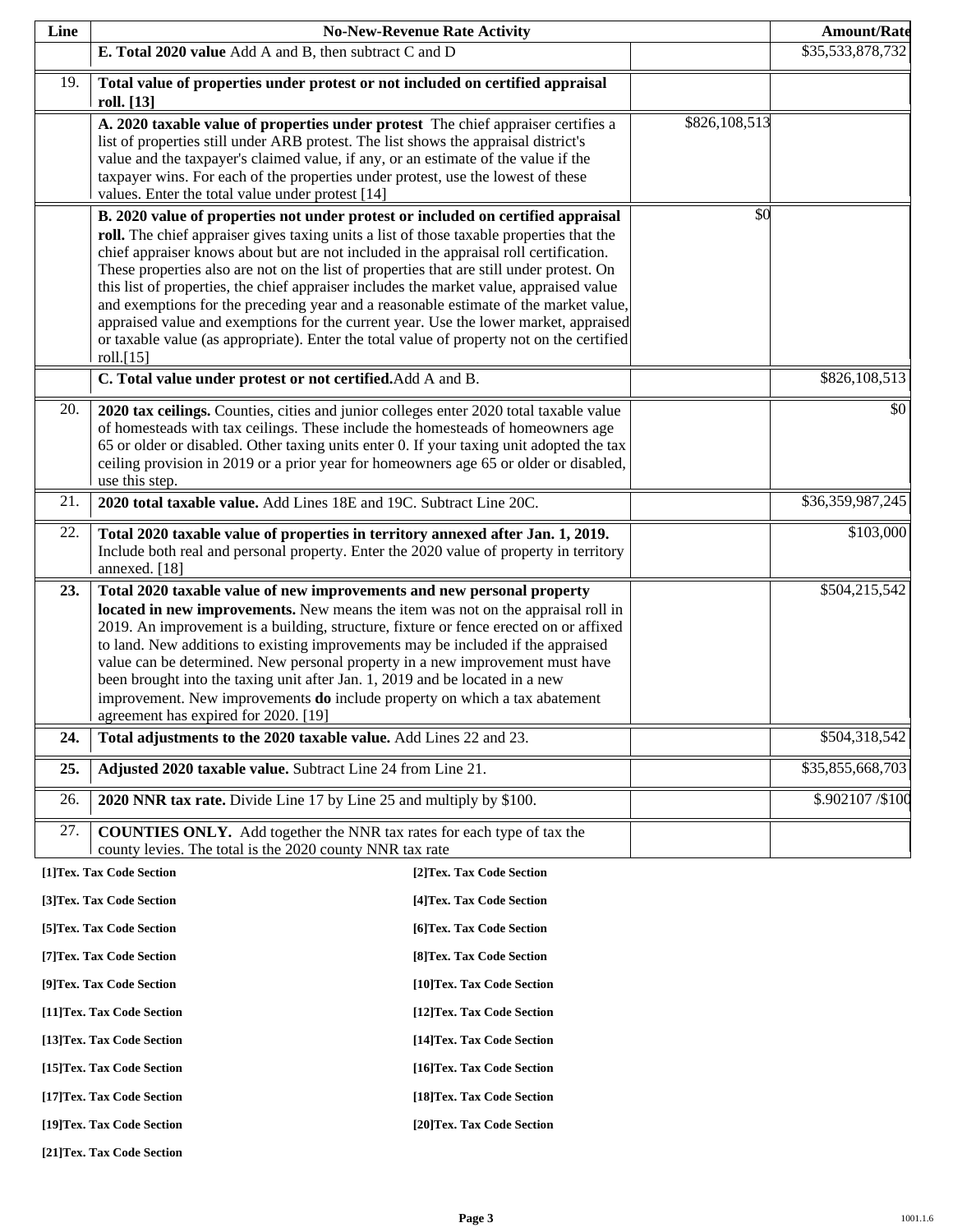| Line | No-New-Revenue Rate Activity | | Amount/Rate |
|---|---|---|---|
| | **E. Total 2020 value** Add A and B, then subtract C and D | | $35,533,878,732 |
| 19. | **Total value of properties under protest or not included on certified appraisal roll. [13]** | | |
| | **A. 2020 taxable value of properties under protest** The chief appraiser certifies a list of properties still under ARB protest. The list shows the appraisal district's value and the taxpayer's claimed value, if any, or an estimate of the value if the taxpayer wins. For each of the properties under protest, use the lowest of these values. Enter the total value under protest [14] | $826,108,513 | |
| | **B. 2020 value of properties not under protest or included on certified appraisal roll.** The chief appraiser gives taxing units a list of those taxable properties that the chief appraiser knows about but are not included in the appraisal roll certification. These properties also are not on the list of properties that are still under protest. On this list of properties, the chief appraiser includes the market value, appraised value and exemptions for the preceding year and a reasonable estimate of the market value, appraised value and exemptions for the current year. Use the lower market, appraised or taxable value (as appropriate). Enter the total value of property not on the certified roll.[15] | $0 | |
| | **C. Total value under protest or not certified.** Add A and B. | | $826,108,513 |
| 20. | **2020 tax ceilings.** Counties, cities and junior colleges enter 2020 total taxable value of homesteads with tax ceilings. These include the homesteads of homeowners age 65 or older or disabled. Other taxing units enter 0. If your taxing unit adopted the tax ceiling provision in 2019 or a prior year for homeowners age 65 or older or disabled, use this step. | | $0 |
| 21. | **2020 total taxable value.** Add Lines 18E and 19C. Subtract Line 20C. | | $36,359,987,245 |
| 22. | **Total 2020 taxable value of properties in territory annexed after Jan. 1, 2019.** Include both real and personal property. Enter the 2020 value of property in territory annexed. [18] | | $103,000 |
| **23.** | **Total 2020 taxable value of new improvements and new personal property located in new improvements.** New means the item was not on the appraisal roll in 2019. An improvement is a building, structure, fixture or fence erected on or affixed to land. New additions to existing improvements may be included if the appraised value can be determined. New personal property in a new improvement must have been brought into the taxing unit after Jan. 1, 2019 and be located in a new improvement. New improvements **do** include property on which a tax abatement agreement has expired for 2020. [19] | | $504,215,542 |
| **24.** | **Total adjustments to the 2020 taxable value.** Add Lines 22 and 23. | | $504,318,542 |
| **25.** | **Adjusted 2020 taxable value.** Subtract Line 24 from Line 21. | | $35,855,668,703 |
| 26. | **2020 NNR tax rate.** Divide Line 17 by Line 25 and multiply by $100. | | $.902107 /$100 |
| 27. | **COUNTIES ONLY.** Add together the NNR tax rates for each type of tax the county levies. The total is the 2020 county NNR tax rate | | |

**[1]Tex. Tax Code Section** **[2]Tex. Tax Code Section**

**[3]Tex. Tax Code Section** **[4]Tex. Tax Code Section**

**[5]Tex. Tax Code Section** **[6]Tex. Tax Code Section**

**[7]Tex. Tax Code Section** **[8]Tex. Tax Code Section**

**[9]Tex. Tax Code Section** **[10]Tex. Tax Code Section**

**[11]Tex. Tax Code Section** **[12]Tex. Tax Code Section**

**[13]Tex. Tax Code Section** **[14]Tex. Tax Code Section**

**[15]Tex. Tax Code Section** **[16]Tex. Tax Code Section**

**[17]Tex. Tax Code Section** **[18]Tex. Tax Code Section**

**[19]Tex. Tax Code Section** **[20]Tex. Tax Code Section**

**[21]Tex. Tax Code Section**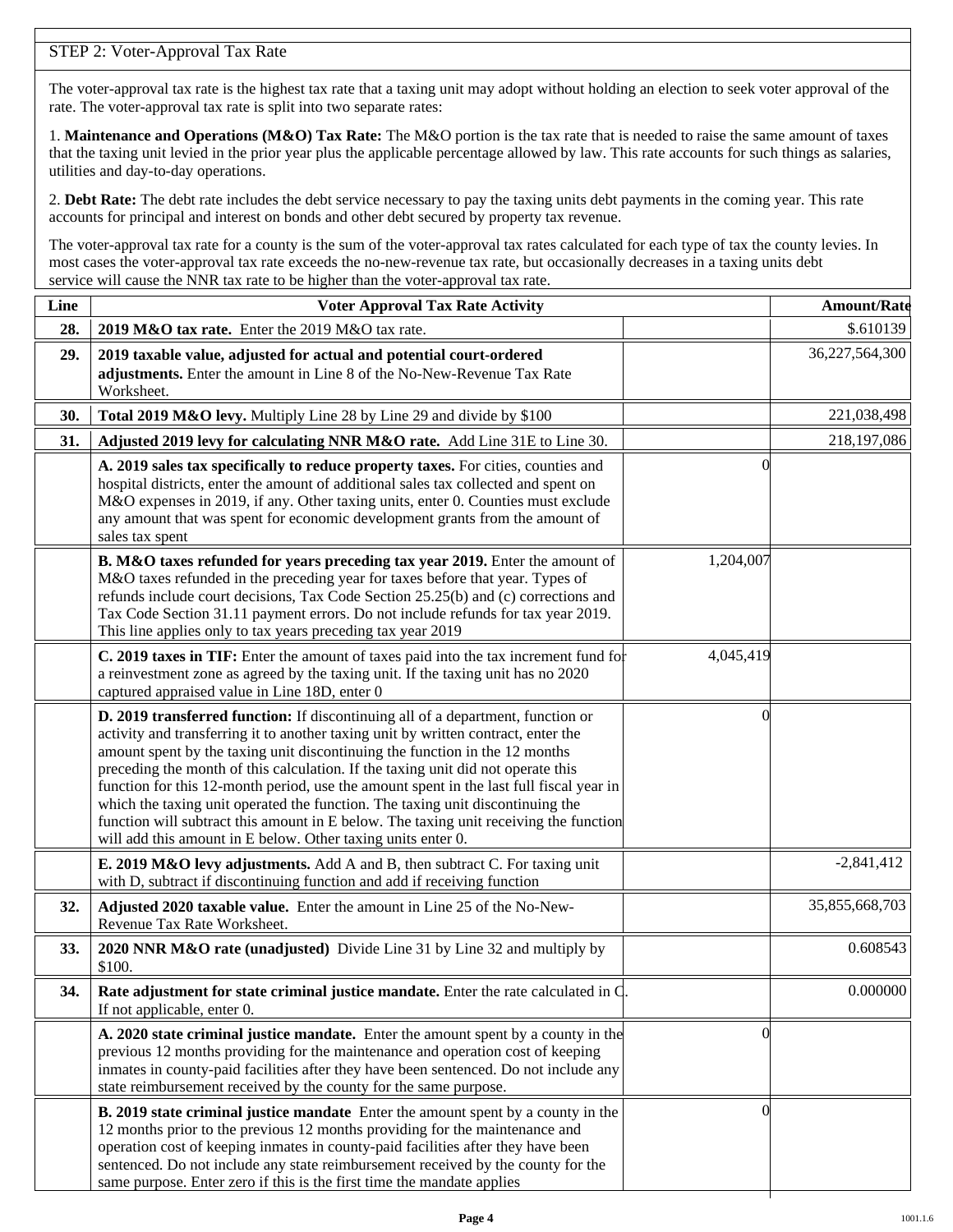STEP 2: Voter-Approval Tax Rate

The voter-approval tax rate is the highest tax rate that a taxing unit may adopt without holding an election to seek voter approval of the rate. The voter-approval tax rate is split into two separate rates:

1. **Maintenance and Operations (M&O) Tax Rate:** The M&O portion is the tax rate that is needed to raise the same amount of taxes that the taxing unit levied in the prior year plus the applicable percentage allowed by law. This rate accounts for such things as salaries, utilities and day-to-day operations.

2. **Debt Rate:** The debt rate includes the debt service necessary to pay the taxing units debt payments in the coming year. This rate accounts for principal and interest on bonds and other debt secured by property tax revenue.

The voter-approval tax rate for a county is the sum of the voter-approval tax rates calculated for each type of tax the county levies. In most cases the voter-approval tax rate exceeds the no-new-revenue tax rate, but occasionally decreases in a taxing units debt service will cause the NNR tax rate to be higher than the voter-approval tax rate.

| Line | Voter Approval Tax Rate Activity | | Amount/Rate |
|---|---|---|---|
| 28. | **2019 M&O tax rate.** Enter the 2019 M&O tax rate. | | $.610139 |
| 29. | **2019 taxable value, adjusted for actual and potential court-ordered adjustments.** Enter the amount in Line 8 of the No-New-Revenue Tax Rate Worksheet. | | 36,227,564,300 |
| 30. | **Total 2019 M&O levy.** Multiply Line 28 by Line 29 and divide by $100 | | 221,038,498 |
| 31. | **Adjusted 2019 levy for calculating NNR M&O rate.** Add Line 31E to Line 30. | | 218,197,086 |
| | **A. 2019 sales tax specifically to reduce property taxes.** For cities, counties and hospital districts, enter the amount of additional sales tax collected and spent on M&O expenses in 2019, if any. Other taxing units, enter 0. Counties must exclude any amount that was spent for economic development grants from the amount of sales tax spent | 0 | |
| | **B. M&O taxes refunded for years preceding tax year 2019.** Enter the amount of M&O taxes refunded in the preceding year for taxes before that year. Types of refunds include court decisions, Tax Code Section 25.25(b) and (c) corrections and Tax Code Section 31.11 payment errors. Do not include refunds for tax year 2019. This line applies only to tax years preceding tax year 2019 | 1,204,007 | |
| | **C. 2019 taxes in TIF:** Enter the amount of taxes paid into the tax increment fund for a reinvestment zone as agreed by the taxing unit. If the taxing unit has no 2020 captured appraised value in Line 18D, enter 0 | 4,045,419 | |
| | **D. 2019 transferred function:** If discontinuing all of a department, function or activity and transferring it to another taxing unit by written contract, enter the amount spent by the taxing unit discontinuing the function in the 12 months preceding the month of this calculation. If the taxing unit did not operate this function for this 12-month period, use the amount spent in the last full fiscal year in which the taxing unit operated the function. The taxing unit discontinuing the function will subtract this amount in E below. The taxing unit receiving the function will add this amount in E below. Other taxing units enter 0. | 0 | |
| | **E. 2019 M&O levy adjustments.** Add A and B, then subtract C. For taxing unit with D, subtract if discontinuing function and add if receiving function | | -2,841,412 |
| 32. | **Adjusted 2020 taxable value.** Enter the amount in Line 25 of the No-New-Revenue Tax Rate Worksheet. | | 35,855,668,703 |
| 33. | **2020 NNR M&O rate (unadjusted)** Divide Line 31 by Line 32 and multiply by $100. | | 0.608543 |
| 34. | **Rate adjustment for state criminal justice mandate.** Enter the rate calculated in C. If not applicable, enter 0. | | 0.000000 |
| | **A. 2020 state criminal justice mandate.** Enter the amount spent by a county in the previous 12 months providing for the maintenance and operation cost of keeping inmates in county-paid facilities after they have been sentenced. Do not include any state reimbursement received by the county for the same purpose. | 0 | |
| | **B. 2019 state criminal justice mandate** Enter the amount spent by a county in the 12 months prior to the previous 12 months providing for the maintenance and operation cost of keeping inmates in county-paid facilities after they have been sentenced. Do not include any state reimbursement received by the county for the same purpose. Enter zero if this is the first time the mandate applies | 0 | |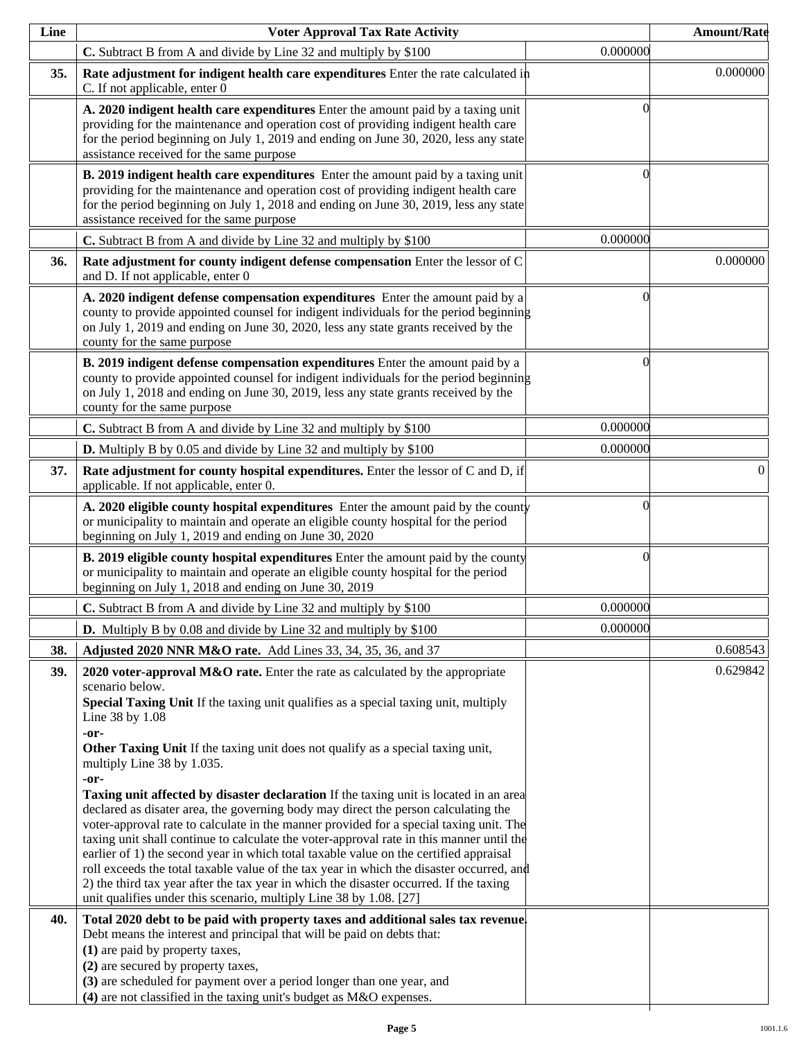| Line | Voter Approval Tax Rate Activity | | Amount/Rate |
|---|---|---|---|
| | **C.** Subtract B from A and divide by Line 32 and multiply by $100 | 0.000000 | |
| **35.** | **Rate adjustment for indigent health care expenditures** Enter the rate calculated in C. If not applicable, enter 0 | | 0.000000 |
| | **A. 2020 indigent health care expenditures** Enter the amount paid by a taxing unit providing for the maintenance and operation cost of providing indigent health care for the period beginning on July 1, 2019 and ending on June 30, 2020, less any state assistance received for the same purpose | 0 | |
| | **B. 2019 indigent health care expenditures** Enter the amount paid by a taxing unit providing for the maintenance and operation cost of providing indigent health care for the period beginning on July 1, 2018 and ending on June 30, 2019, less any state assistance received for the same purpose | 0 | |
| | **C.** Subtract B from A and divide by Line 32 and multiply by $100 | 0.000000 | |
| **36.** | **Rate adjustment for county indigent defense compensation** Enter the lessor of C and D. If not applicable, enter 0 | | 0.000000 |
| | **A. 2020 indigent defense compensation expenditures** Enter the amount paid by a county to provide appointed counsel for indigent individuals for the period beginning on July 1, 2019 and ending on June 30, 2020, less any state grants received by the county for the same purpose | 0 | |
| | **B. 2019 indigent defense compensation expenditures** Enter the amount paid by a county to provide appointed counsel for indigent individuals for the period beginning on July 1, 2018 and ending on June 30, 2019, less any state grants received by the county for the same purpose | 0 | |
| | **C.** Subtract B from A and divide by Line 32 and multiply by $100 | 0.000000 | |
| | **D.** Multiply B by 0.05 and divide by Line 32 and multiply by $100 | 0.000000 | |
| **37.** | **Rate adjustment for county hospital expenditures.** Enter the lessor of C and D, if applicable. If not applicable, enter 0. | | 0 |
| | **A. 2020 eligible county hospital expenditures** Enter the amount paid by the county or municipality to maintain and operate an eligible county hospital for the period beginning on July 1, 2019 and ending on June 30, 2020 | 0 | |
| | **B. 2019 eligible county hospital expenditures** Enter the amount paid by the county or municipality to maintain and operate an eligible county hospital for the period beginning on July 1, 2018 and ending on June 30, 2019 | 0 | |
| | **C.** Subtract B from A and divide by Line 32 and multiply by $100 | 0.000000 | |
| | **D.** Multiply B by 0.08 and divide by Line 32 and multiply by $100 | 0.000000 | |
| **38.** | **Adjusted 2020 NNR M&O rate.** Add Lines 33, 34, 35, 36, and 37 | | 0.608543 |
| **39.** | **2020 voter-approval M&O rate.** Enter the rate as calculated by the appropriate scenario below.<br>**Special Taxing Unit** If the taxing unit qualifies as a special taxing unit, multiply Line 38 by 1.08<br>**-or-**<br>**Other Taxing Unit** If the taxing unit does not qualify as a special taxing unit, multiply Line 38 by 1.035.<br>**-or-**<br>**Taxing unit affected by disaster declaration** If the taxing unit is located in an area declared as disater area, the governing body may direct the person calculating the voter-approval rate to calculate in the manner provided for a special taxing unit. The taxing unit shall continue to calculate the voter-approval rate in this manner until the earlier of 1) the second year in which total taxable value on the certified appraisal roll exceeds the total taxable value of the tax year in which the disaster occurred, and 2) the third tax year after the tax year in which the disaster occurred. If the taxing unit qualifies under this scenario, multiply Line 38 by 1.08. [27] | | 0.629842 |
| **40.** | **Total 2020 debt to be paid with property taxes and additional sales tax revenue.** Debt means the interest and principal that will be paid on debts that:<br>**(1)** are paid by property taxes,<br>**(2)** are secured by property taxes,<br>**(3)** are scheduled for payment over a period longer than one year, and<br>**(4)** are not classified in the taxing unit's budget as M&O expenses. | | |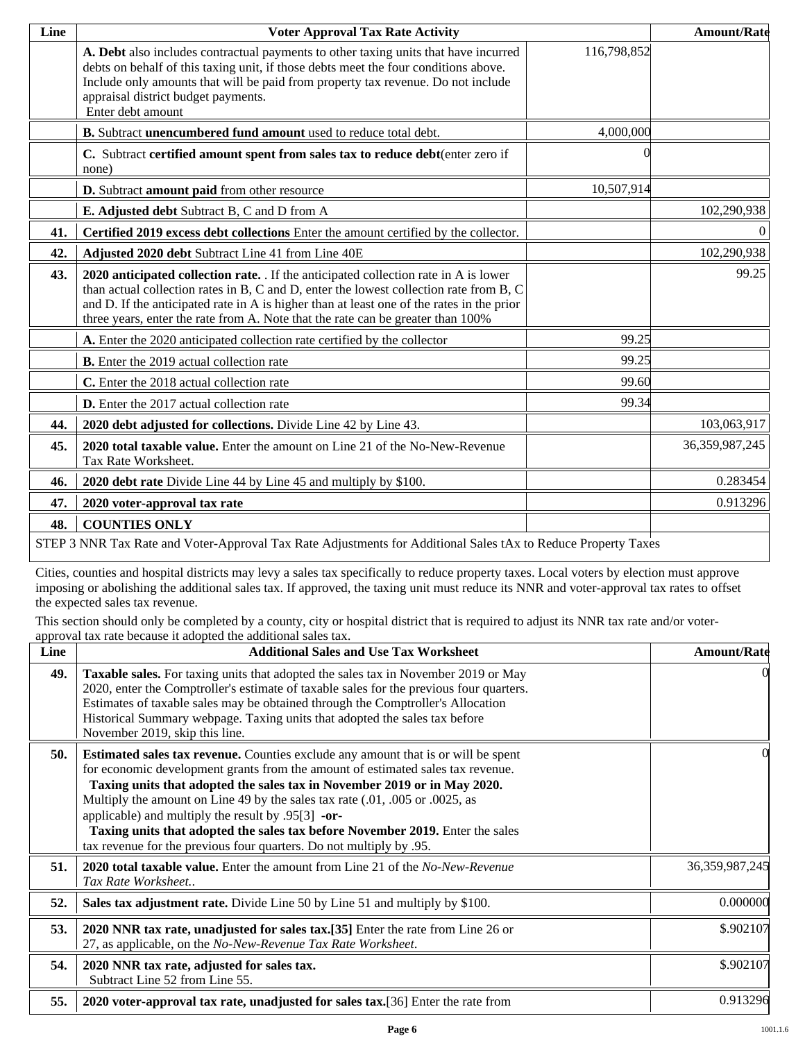| Line | Voter Approval Tax Rate Activity | | Amount/Rate |
|---|---|---|---|
| | **A. Debt** also includes contractual payments to other taxing units that have incurred debts on behalf of this taxing unit, if those debts meet the four conditions above. Include only amounts that will be paid from property tax revenue. Do not include appraisal district budget payments.<br>Enter debt amount | 116,798,852 | |
| | **B.** Subtract **unencumbered fund amount** used to reduce total debt. | 4,000,000 | |
| | **C.** Subtract **certified amount spent from sales tax to reduce debt**(enter zero if none) | 0 | |
| | **D.** Subtract **amount paid** from other resource | 10,507,914 | |
| | **E. Adjusted debt** Subtract B, C and D from A | | 102,290,938 |
| **41.** | **Certified 2019 excess debt collections** Enter the amount certified by the collector. | | 0 |
| **42.** | **Adjusted 2020 debt** Subtract Line 41 from Line 40E | | 102,290,938 |
| **43.** | **2020 anticipated collection rate.** . If the anticipated collection rate in A is lower than actual collection rates in B, C and D, enter the lowest collection rate from B, C and D. If the anticipated rate in A is higher than at least one of the rates in the prior three years, enter the rate from A. Note that the rate can be greater than 100% | | 99.25 |
| | **A.** Enter the 2020 anticipated collection rate certified by the collector | 99.25 | |
| | **B.** Enter the 2019 actual collection rate | 99.25 | |
| | **C.** Enter the 2018 actual collection rate | 99.60 | |
| | **D.** Enter the 2017 actual collection rate | 99.34 | |
| **44.** | **2020 debt adjusted for collections.** Divide Line 42 by Line 43. | | 103,063,917 |
| **45.** | **2020 total taxable value.** Enter the amount on Line 21 of the No-New-Revenue Tax Rate Worksheet. | | 36,359,987,245 |
| **46.** | **2020 debt rate** Divide Line 44 by Line 45 and multiply by $100. | | 0.283454 |
| **47.** | **2020 voter-approval tax rate** | | 0.913296 |
| **48.** | **COUNTIES ONLY** | | |

STEP 3 NNR Tax Rate and Voter-Approval Tax Rate Adjustments for Additional Sales tAx to Reduce Property Taxes

Cities, counties and hospital districts may levy a sales tax specifically to reduce property taxes. Local voters by election must approve imposing or abolishing the additional sales tax. If approved, the taxing unit must reduce its NNR and voter-approval tax rates to offset the expected sales tax revenue.

This section should only be completed by a county, city or hospital district that is required to adjust its NNR tax rate and/or voter-approval tax rate because it adopted the additional sales tax.

| Line | Additional Sales and Use Tax Worksheet | Amount/Rate |
|---|---|---|
| **49.** | **Taxable sales.** For taxing units that adopted the sales tax in November 2019 or May 2020, enter the Comptroller's estimate of taxable sales for the previous four quarters. Estimates of taxable sales may be obtained through the Comptroller's Allocation Historical Summary webpage. Taxing units that adopted the sales tax before November 2019, skip this line. | 0 |
| **50.** | **Estimated sales tax revenue.** Counties exclude any amount that is or will be spent for economic development grants from the amount of estimated sales tax revenue.<br>**Taxing units that adopted the sales tax in November 2019 or in May 2020.** Multiply the amount on Line 49 by the sales tax rate (.01, .005 or .0025, as applicable) and multiply the result by .95[3] **-or-**<br>**Taxing units that adopted the sales tax before November 2019.** Enter the sales tax revenue for the previous four quarters. Do not multiply by .95. | 0 |
| **51.** | **2020 total taxable value.** Enter the amount from Line 21 of the *No-New-Revenue Tax Rate Worksheet..* | 36,359,987,245 |
| **52.** | **Sales tax adjustment rate.** Divide Line 50 by Line 51 and multiply by $100. | 0.000000 |
| **53.** | **2020 NNR tax rate, unadjusted for sales tax.[35]** Enter the rate from Line 26 or 27, as applicable, on the *No-New-Revenue Tax Rate Worksheet*. | $.902107 |
| **54.** | **2020 NNR tax rate, adjusted for sales tax.**<br>Subtract Line 52 from Line 55. | $.902107 |
| **55.** | **2020 voter-approval tax rate, unadjusted for sales tax.**[36] Enter the rate from | 0.913296 |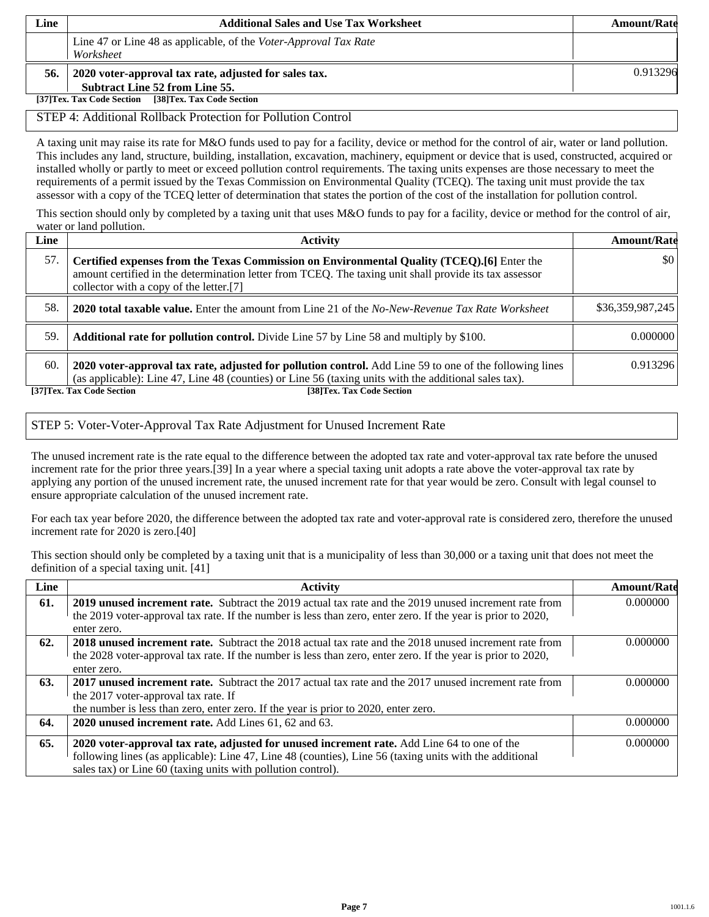| Line | Additional Sales and Use Tax Worksheet | Amount/Rate |
|---|---|---|
| | Line 47 or Line 48 as applicable, of the *Voter-Approval Tax Rate Worksheet* | |
| **56.** | **2020 voter-approval tax rate, adjusted for sales tax.** **Subtract Line 52 from Line 55.** | 0.913296 |

**[37]Tex. Tax Code Section [38]Tex. Tax Code Section**

## STEP 4: Additional Rollback Protection for Pollution Control

A taxing unit may raise its rate for M&O funds used to pay for a facility, device or method for the control of air, water or land pollution. This includes any land, structure, building, installation, excavation, machinery, equipment or device that is used, constructed, acquired or installed wholly or partly to meet or exceed pollution control requirements. The taxing units expenses are those necessary to meet the requirements of a permit issued by the Texas Commission on Environmental Quality (TCEQ). The taxing unit must provide the tax assessor with a copy of the TCEQ letter of determination that states the portion of the cost of the installation for pollution control.

This section should only by completed by a taxing unit that uses M&O funds to pay for a facility, device or method for the control of air, water or land pollution.

| Line | Activity | Amount/Rate |
|---|---|---|
| 57. | **Certified expenses from the Texas Commission on Environmental Quality (TCEQ).[6]** Enter the amount certified in the determination letter from TCEQ. The taxing unit shall provide its tax assessor collector with a copy of the letter.[7] | $0 |
| 58. | **2020 total taxable value.** Enter the amount from Line 21 of the *No-New-Revenue Tax Rate Worksheet* | $36,359,987,245 |
| 59. | **Additional rate for pollution control.** Divide Line 57 by Line 58 and multiply by $100. | 0.000000 |
| 60. | **2020 voter-approval tax rate, adjusted for pollution control.** Add Line 59 to one of the following lines (as applicable): Line 47, Line 48 (counties) or Line 56 (taxing units with the additional sales tax). | 0.913296 |

**[37]Tex. Tax Code Section [38]Tex. Tax Code Section**

## STEP 5: Voter-Voter-Approval Tax Rate Adjustment for Unused Increment Rate

The unused increment rate is the rate equal to the difference between the adopted tax rate and voter-approval tax rate before the unused increment rate for the prior three years.[39] In a year where a special taxing unit adopts a rate above the voter-approval tax rate by applying any portion of the unused increment rate, the unused increment rate for that year would be zero. Consult with legal counsel to ensure appropriate calculation of the unused increment rate.

For each tax year before 2020, the difference between the adopted tax rate and voter-approval rate is considered zero, therefore the unused increment rate for 2020 is zero.[40]

This section should only be completed by a taxing unit that is a municipality of less than 30,000 or a taxing unit that does not meet the definition of a special taxing unit. [41]

| Line | Activity | Amount/Rate |
|---|---|---|
| **61.** | **2019 unused increment rate.** Subtract the 2019 actual tax rate and the 2019 unused increment rate from the 2019 voter-approval tax rate. If the number is less than zero, enter zero. If the year is prior to 2020, enter zero. | 0.000000 |
| **62.** | **2018 unused increment rate.** Subtract the 2018 actual tax rate and the 2018 unused increment rate from the 2028 voter-approval tax rate. If the number is less than zero, enter zero. If the year is prior to 2020, enter zero. | 0.000000 |
| **63.** | **2017 unused increment rate.** Subtract the 2017 actual tax rate and the 2017 unused increment rate from the 2017 voter-approval tax rate. If the number is less than zero, enter zero. If the year is prior to 2020, enter zero. | 0.000000 |
| **64.** | **2020 unused increment rate.** Add Lines 61, 62 and 63. | 0.000000 |
| **65.** | **2020 voter-approval tax rate, adjusted for unused increment rate.** Add Line 64 to one of the following lines (as applicable): Line 47, Line 48 (counties), Line 56 (taxing units with the additional sales tax) or Line 60 (taxing units with pollution control). | 0.000000 |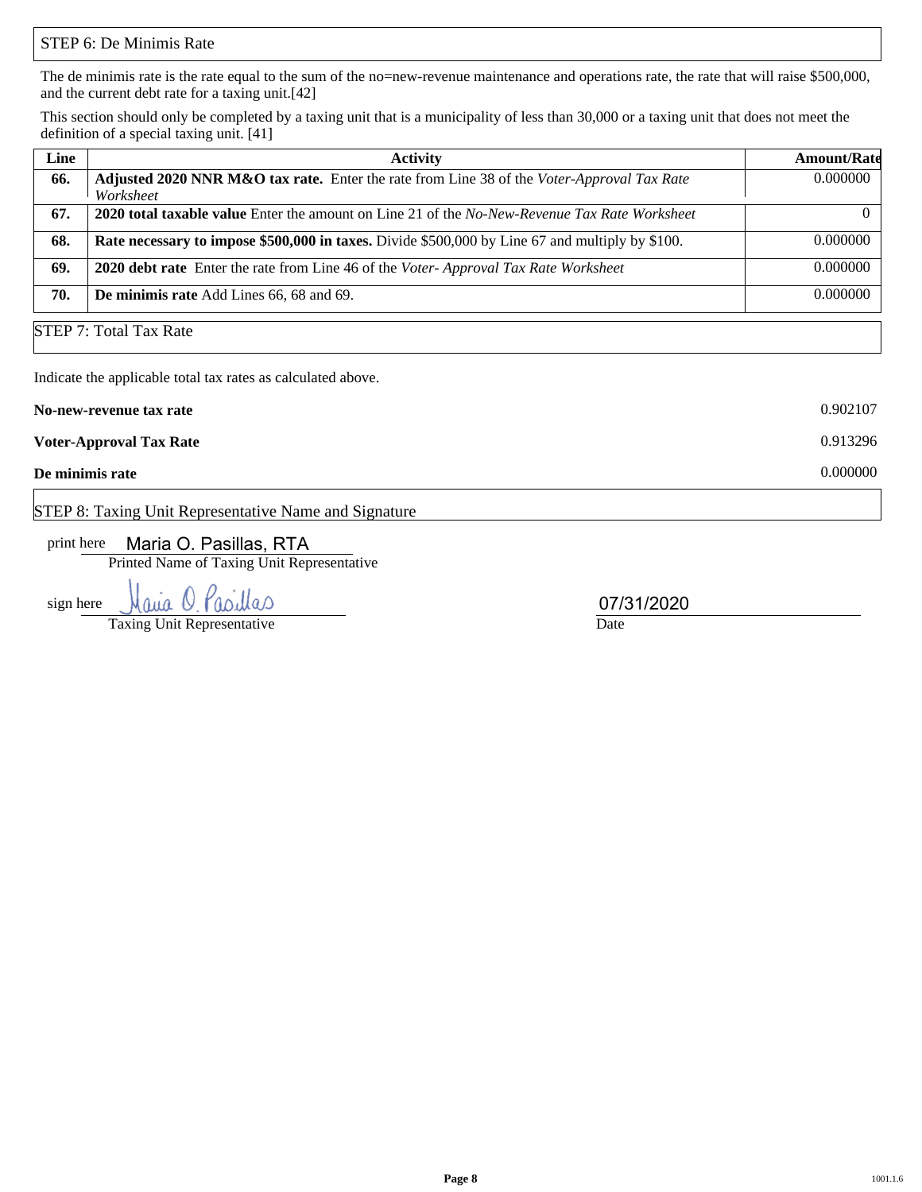## STEP 6: De Minimis Rate

The de minimis rate is the rate equal to the sum of the no=new-revenue maintenance and operations rate, the rate that will raise $500,000, and the current debt rate for a taxing unit.[42]

This section should only be completed by a taxing unit that is a municipality of less than 30,000 or a taxing unit that does not meet the definition of a special taxing unit. [41]

| Line | Activity | Amount/Rate |
|---|---|---|
| **66.** | **Adjusted 2020 NNR M&O tax rate.** Enter the rate from Line 38 of the *Voter-Approval Tax Rate Worksheet* | 0.000000 |
| **67.** | **2020 total taxable value** Enter the amount on Line 21 of the *No-New-Revenue Tax Rate Worksheet* | 0 |
| **68.** | **Rate necessary to impose $500,000 in taxes.** Divide $500,000 by Line 67 and multiply by $100. | 0.000000 |
| **69.** | **2020 debt rate** Enter the rate from Line 46 of the *Voter- Approval Tax Rate Worksheet* | 0.000000 |
| **70.** | **De minimis rate** Add Lines 66, 68 and 69. | 0.000000 |

## STEP 7: Total Tax Rate

Indicate the applicable total tax rates as calculated above.

| | |
|---|---|
| **No-new-revenue tax rate** | 0.902107 |
| **Voter-Approval Tax Rate** | 0.913296 |
| **De minimis rate** | 0.000000 |

## STEP 8: Taxing Unit Representative Name and Signature

print here Maria O. Pasillas, RTA
Printed Name of Taxing Unit Representative

sign here Maria O. Pasillas
Taxing Unit Representative

07/31/2020
Date